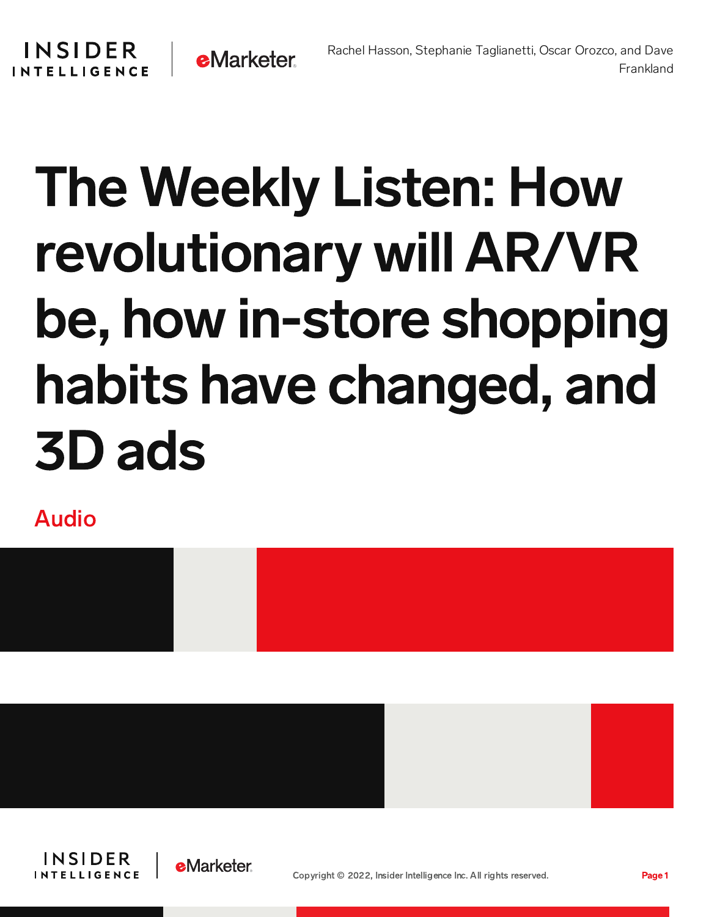Rachel Hasson, Stephanie Taglianetti, Oscar Orozco, and Dave Frankland

# The Weekly Listen: How revolutionary will AR/VR be, how in-store shopping habits have changed, and 3D ads

Audio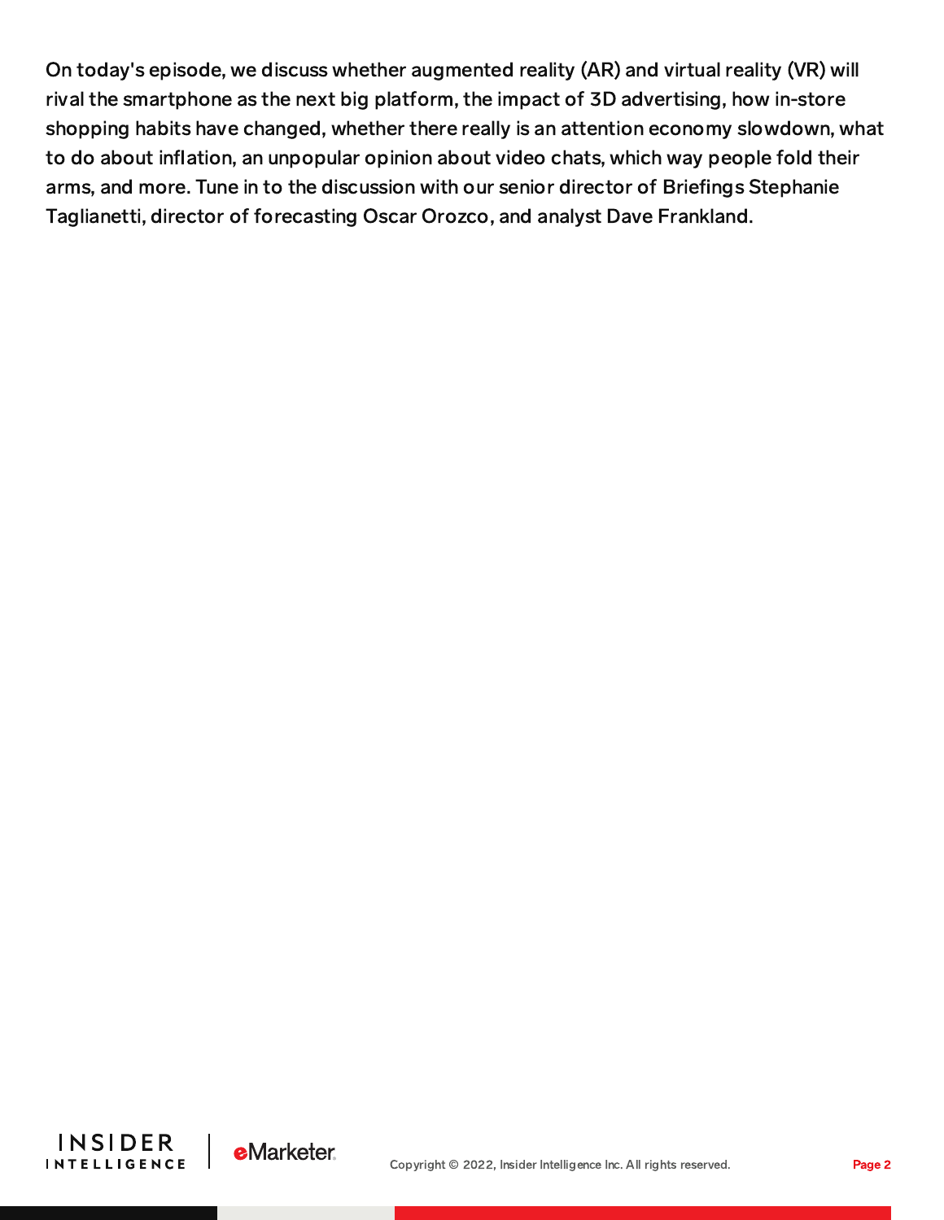On today's episode, we discuss whether augmented reality (AR) and virtual reality (VR) will rival the smartphone as the next big platform, the impact of 3D advertising, how in-store shopping habits have changed, whether there really is an attention economy slowdown, what to do about inflation, an unpopular opinion about video chats, which way people fold their arms, and more. Tune in to the discussion with our senior director of Briefings Stephanie Taglianetti, director of forecasting Oscar Orozco, and analyst Dave Frankland.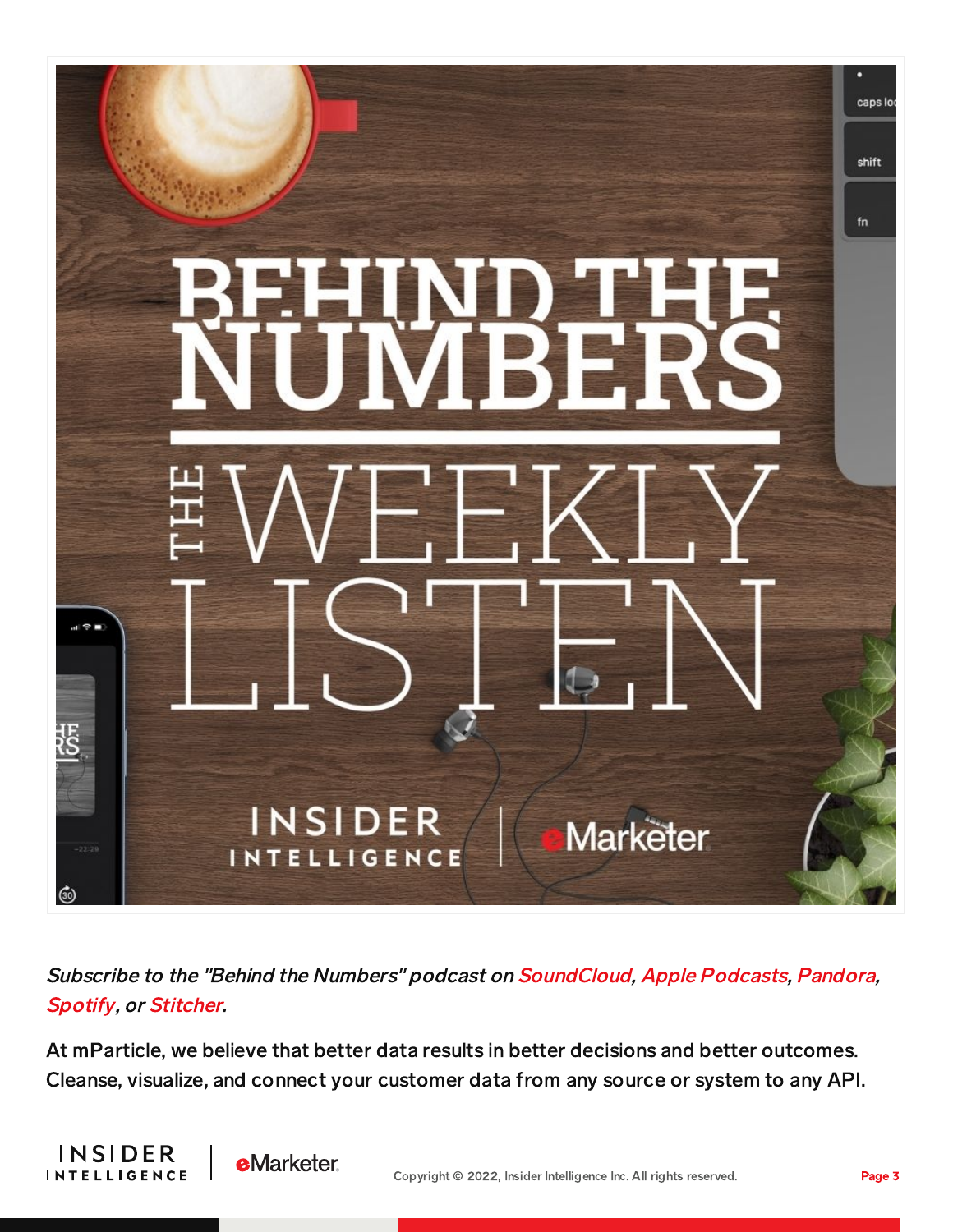*Subscribe to the "Behind the Numbers" podcast on SoundCloud, Apple Podcasts, Pandora, Spotify, or Stitcher.*

At mParticle, we believe that better data results in better decisions and better outcomes. Cleanse, visualize, and connect your customer data from any source or system to any API.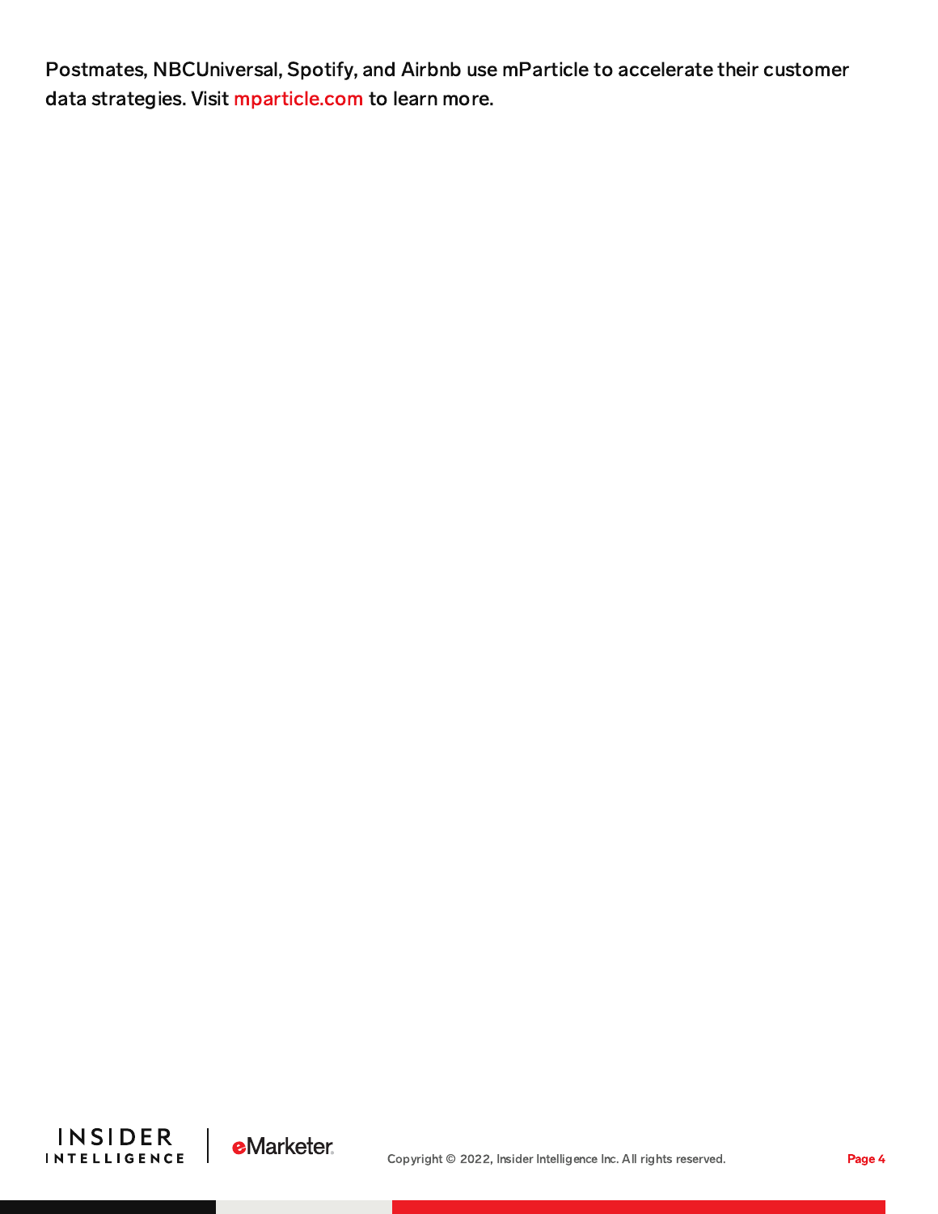Postmates, NBCUniversal, Spotify, and Airbnb use mParticle to accelerate their customer data strategies. Visit mparticle.com to learn more.